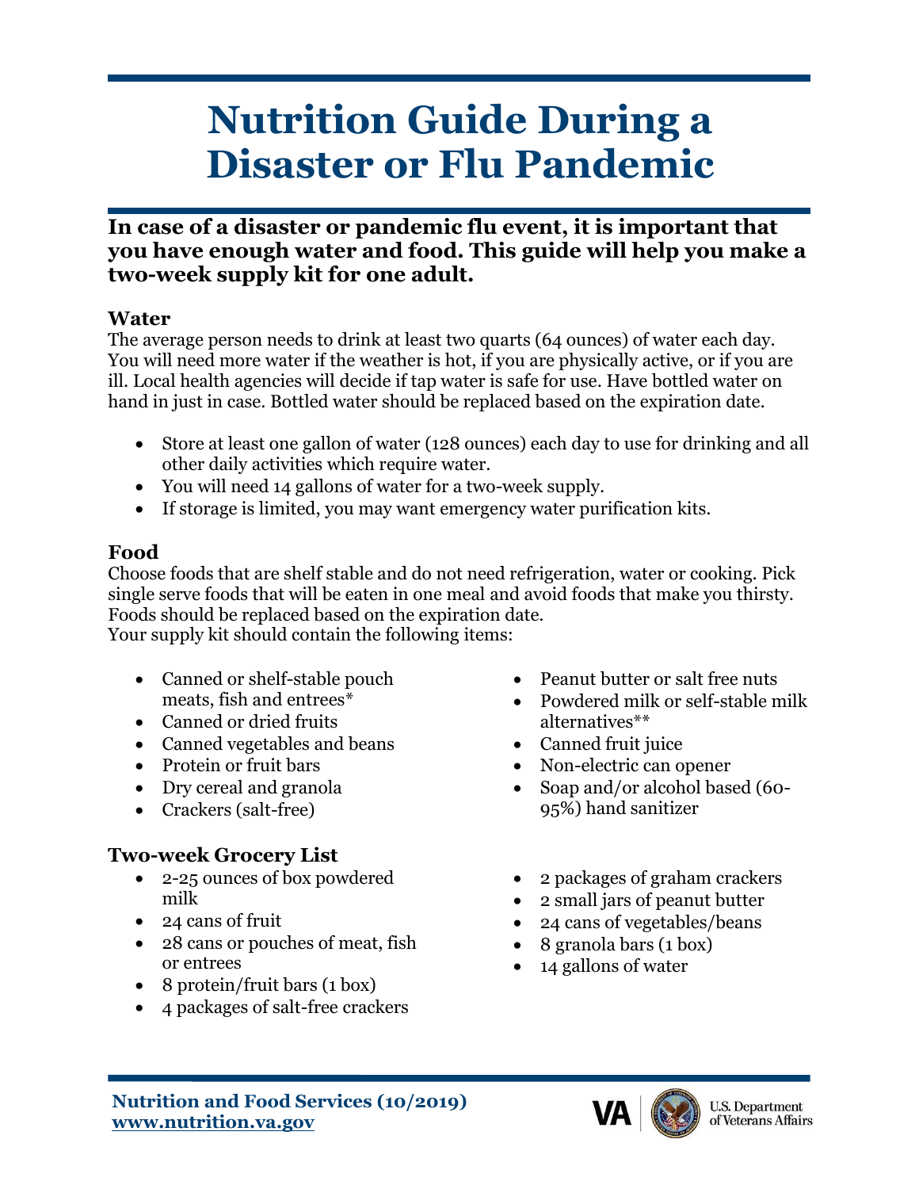# Nutrition Guide During a Disaster or Flu Pandemic

**In case of a disaster or pandemic flu event, it is important that you have enough water and food. This guide will help you make a two-week supply kit for one adult.**

### Water

The average person needs to drink at least two quarts (64 ounces) of water each day. You will need more water if the weather is hot, if you are physically active, or if you are ill. Local health agencies will decide if tap water is safe for use. Have bottled water on hand in just in case. Bottled water should be replaced based on the expiration date.

- Store at least one gallon of water (128 ounces) each day to use for drinking and all other daily activities which require water.
- You will need 14 gallons of water for a two-week supply.
- If storage is limited, you may want emergency water purification kits.

### Food

Choose foods that are shelf stable and do not need refrigeration, water or cooking. Pick single serve foods that will be eaten in one meal and avoid foods that make you thirsty. Foods should be replaced based on the expiration date.
Your supply kit should contain the following items:

- Canned or shelf-stable pouch meats, fish and entrees*
- Canned or dried fruits
- Canned vegetables and beans
- Protein or fruit bars
- Dry cereal and granola
- Crackers (salt-free)
- Peanut butter or salt free nuts
- Powdered milk or self-stable milk alternatives**
- Canned fruit juice
- Non-electric can opener
- Soap and/or alcohol based (60-95%) hand sanitizer

### Two-week Grocery List

- 2-25 ounces of box powdered milk
- 24 cans of fruit
- 28 cans or pouches of meat, fish or entrees
- 8 protein/fruit bars (1 box)
- 4 packages of salt-free crackers
- 2 packages of graham crackers
- 2 small jars of peanut butter
- 24 cans of vegetables/beans
- 8 granola bars (1 box)
- 14 gallons of water

**Nutrition and Food Services (10/2019)**
**www.nutrition.va.gov**

VA | U.S. Department of Veterans Affairs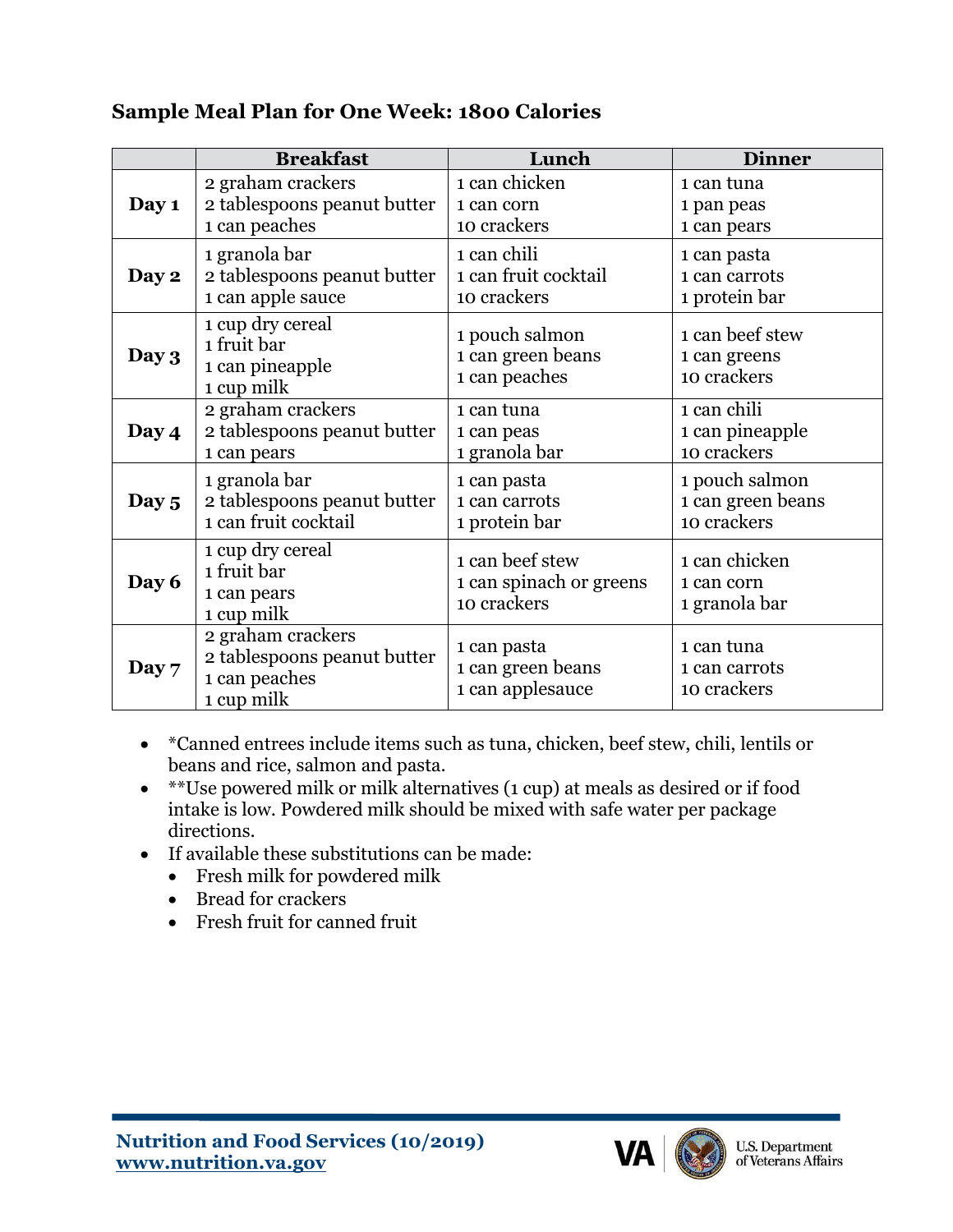## Sample Meal Plan for One Week: 1800 Calories

| | Breakfast | Lunch | Dinner |
|---|---|---|---|
| **Day 1** | 2 graham crackers<br>2 tablespoons peanut butter<br>1 can peaches | 1 can chicken<br>1 can corn<br>10 crackers | 1 can tuna<br>1 pan peas<br>1 can pears |
| **Day 2** | 1 granola bar<br>2 tablespoons peanut butter<br>1 can apple sauce | 1 can chili<br>1 can fruit cocktail<br>10 crackers | 1 can pasta<br>1 can carrots<br>1 protein bar |
| **Day 3** | 1 cup dry cereal<br>1 fruit bar<br>1 can pineapple<br>1 cup milk | 1 pouch salmon<br>1 can green beans<br>1 can peaches | 1 can beef stew<br>1 can greens<br>10 crackers |
| **Day 4** | 2 graham crackers<br>2 tablespoons peanut butter<br>1 can pears | 1 can tuna<br>1 can peas<br>1 granola bar | 1 can chili<br>1 can pineapple<br>10 crackers |
| **Day 5** | 1 granola bar<br>2 tablespoons peanut butter<br>1 can fruit cocktail | 1 can pasta<br>1 can carrots<br>1 protein bar | 1 pouch salmon<br>1 can green beans<br>10 crackers |
| **Day 6** | 1 cup dry cereal<br>1 fruit bar<br>1 can pears<br>1 cup milk | 1 can beef stew<br>1 can spinach or greens<br>10 crackers | 1 can chicken<br>1 can corn<br>1 granola bar |
| **Day 7** | 2 graham crackers<br>2 tablespoons peanut butter<br>1 can peaches<br>1 cup milk | 1 can pasta<br>1 can green beans<br>1 can applesauce | 1 can tuna<br>1 can carrots<br>10 crackers |

- *Canned entrees include items such as tuna, chicken, beef stew, chili, lentils or beans and rice, salmon and pasta.
- **Use powered milk or milk alternatives (1 cup) at meals as desired or if food intake is low. Powdered milk should be mixed with safe water per package directions.
- If available these substitutions can be made:
  - Fresh milk for powdered milk
  - Bread for crackers
  - Fresh fruit for canned fruit

**Nutrition and Food Services (10/2019)**
**www.nutrition.va.gov**

VA | U.S. Department of Veterans Affairs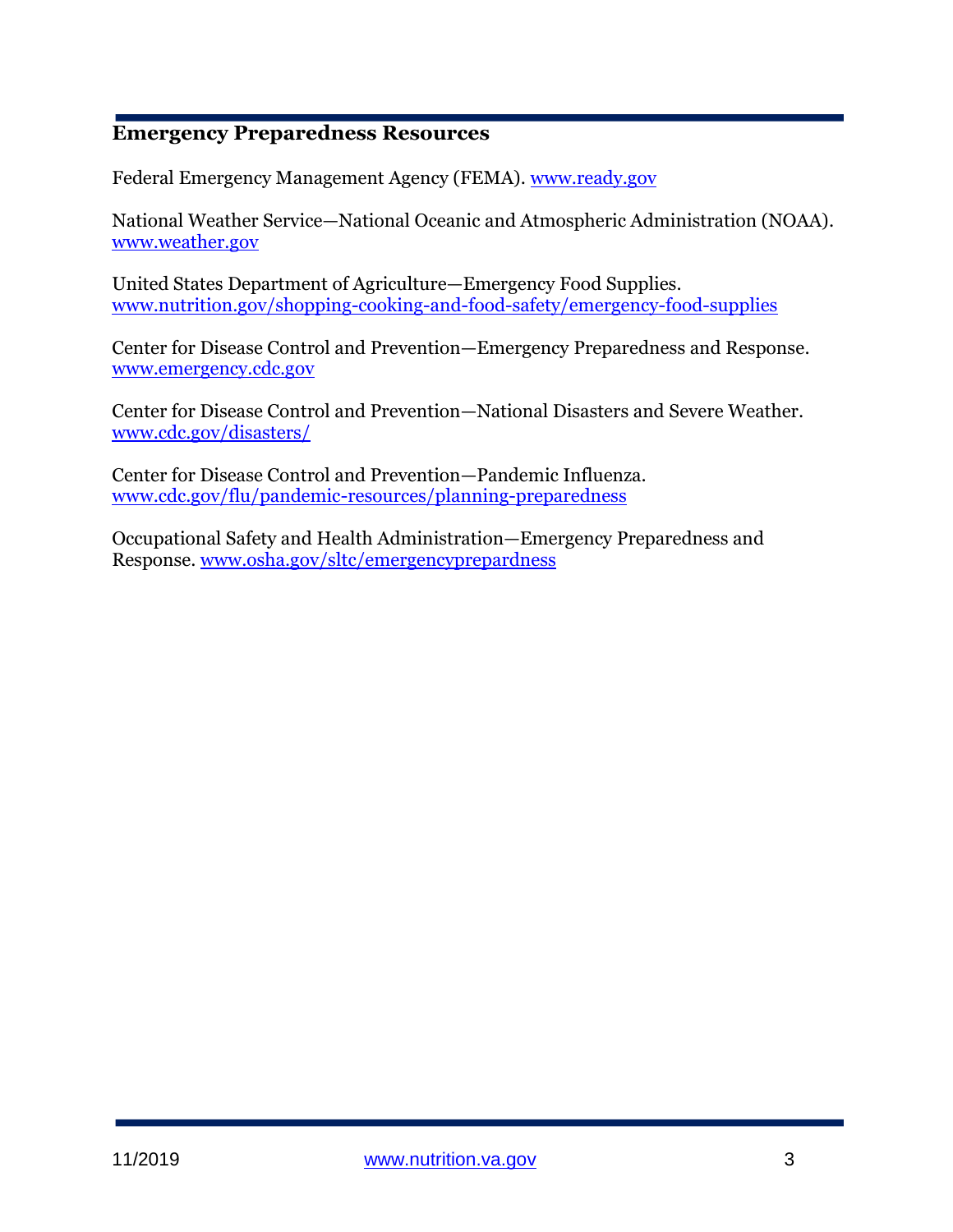## Emergency Preparedness Resources

Federal Emergency Management Agency (FEMA). www.ready.gov

National Weather Service—National Oceanic and Atmospheric Administration (NOAA). www.weather.gov

United States Department of Agriculture—Emergency Food Supplies. www.nutrition.gov/shopping-cooking-and-food-safety/emergency-food-supplies

Center for Disease Control and Prevention—Emergency Preparedness and Response. www.emergency.cdc.gov

Center for Disease Control and Prevention—National Disasters and Severe Weather. www.cdc.gov/disasters/

Center for Disease Control and Prevention—Pandemic Influenza. www.cdc.gov/flu/pandemic-resources/planning-preparedness

Occupational Safety and Health Administration—Emergency Preparedness and Response. www.osha.gov/sltc/emergencyprepardness